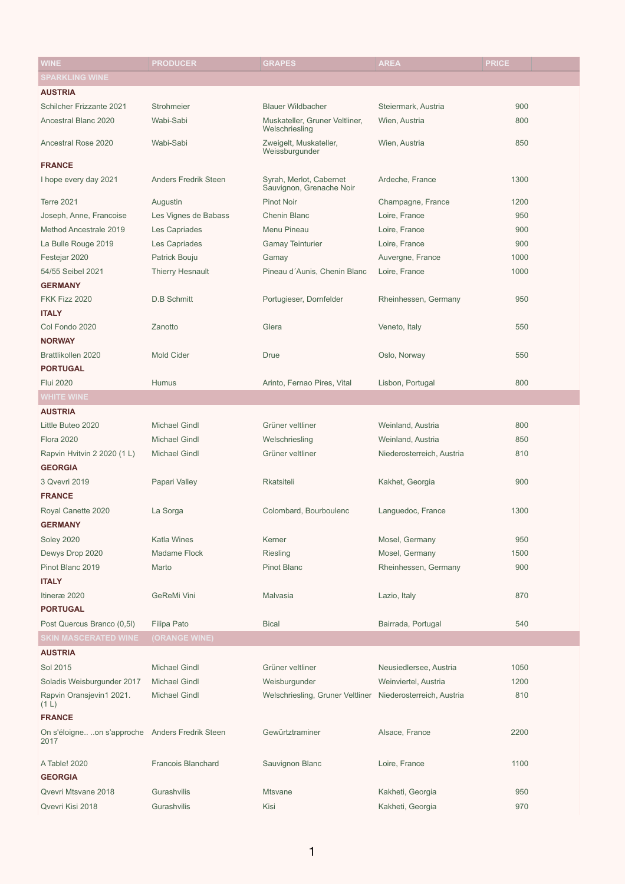| WINE | PRODUCER | GRAPES | AREA | PRICE |
|---|---|---|---|---|
| **SPARKLING WINE** | | | | |
| **AUSTRIA** | | | | |
| Schilcher Frizzante 2021 | Strohmeier | Blauer Wildbacher | Steiermark, Austria | 900 |
| Ancestral Blanc 2020 | Wabi-Sabi | Muskateller, Gruner Veltliner, Welschriesling | Wien, Austria | 800 |
| Ancestral Rose 2020 | Wabi-Sabi | Zweigelt, Muskateller, Weissburgunder | Wien, Austria | 850 |
| **FRANCE** | | | | |
| I hope every day 2021 | Anders Fredrik Steen | Syrah, Merlot, Cabernet Sauvignon, Grenache Noir | Ardeche, France | 1300 |
| Terre 2021 | Augustin | Pinot Noir | Champagne, France | 1200 |
| Joseph, Anne, Francoise | Les Vignes de Babass | Chenin Blanc | Loire, France | 950 |
| Method Ancestrale 2019 | Les Capriades | Menu Pineau | Loire, France | 900 |
| La Bulle Rouge 2019 | Les Capriades | Gamay Teinturier | Loire, France | 900 |
| Festejar 2020 | Patrick Bouju | Gamay | Auvergne, France | 1000 |
| 54/55 Seibel 2021 | Thierry Hesnault | Pineau d´Aunis, Chenin Blanc | Loire, France | 1000 |
| **GERMANY** | | | | |
| FKK Fizz 2020 | D.B Schmitt | Portugieser, Dornfelder | Rheinhessen, Germany | 950 |
| **ITALY** | | | | |
| Col Fondo 2020 | Zanotto | Glera | Veneto, Italy | 550 |
| **NORWAY** | | | | |
| Brattlikollen 2020 | Mold Cider | Drue | Oslo, Norway | 550 |
| **PORTUGAL** | | | | |
| Flui 2020 | Humus | Arinto, Fernao Pires, Vital | Lisbon, Portugal | 800 |
| **WHITE WINE** | | | | |
| **AUSTRIA** | | | | |
| Little Buteo 2020 | Michael Gindl | Grüner veltliner | Weinland, Austria | 800 |
| Flora 2020 | Michael Gindl | Welschriesling | Weinland, Austria | 850 |
| Rapvin Hvitvin 2 2020 (1 L) | Michael Gindl | Grüner veltliner | Niederosterreich, Austria | 810 |
| **GEORGIA** | | | | |
| 3 Qvevri 2019 | Papari Valley | Rkatsiteli | Kakhet, Georgia | 900 |
| **FRANCE** | | | | |
| Royal Canette 2020 | La Sorga | Colombard, Bourboulenc | Languedoc, France | 1300 |
| **GERMANY** | | | | |
| Soley 2020 | Katla Wines | Kerner | Mosel, Germany | 950 |
| Dewys Drop 2020 | Madame Flock | Riesling | Mosel, Germany | 1500 |
| Pinot Blanc 2019 | Marto | Pinot Blanc | Rheinhessen, Germany | 900 |
| **ITALY** | | | | |
| Itineræ 2020 | GeReMi Vini | Malvasia | Lazio, Italy | 870 |
| **PORTUGAL** | | | | |
| Post Quercus Branco (0,5l) | Filipa Pato | Bical | Bairrada, Portugal | 540 |
| **SKIN MASCERATED WINE** | **(ORANGE WINE)** | | | |
| **AUSTRIA** | | | | |
| Sol 2015 | Michael Gindl | Grüner veltliner | Neusiedlersee, Austria | 1050 |
| Soladis Weisburgunder 2017 | Michael Gindl | Weisburgunder | Weinviertel, Austria | 1200 |
| Rapvin Oransjevin1 2021. (1 L) | Michael Gindl | Welschriesling, Gruner Veltliner | Niederosterreich, Austria | 810 |
| **FRANCE** | | | | |
| On s'éloigne.. ..on s'approche 2017 | Anders Fredrik Steen | Gewürztraminer | Alsace, France | 2200 |
| A Table! 2020 | Francois Blanchard | Sauvignon Blanc | Loire, France | 1100 |
| **GEORGIA** | | | | |
| Qvevri Mtsvane 2018 | Gurashvilis | Mtsvane | Kakheti, Georgia | 950 |
| Qvevri Kisi 2018 | Gurashvilis | Kisi | Kakheti, Georgia | 970 |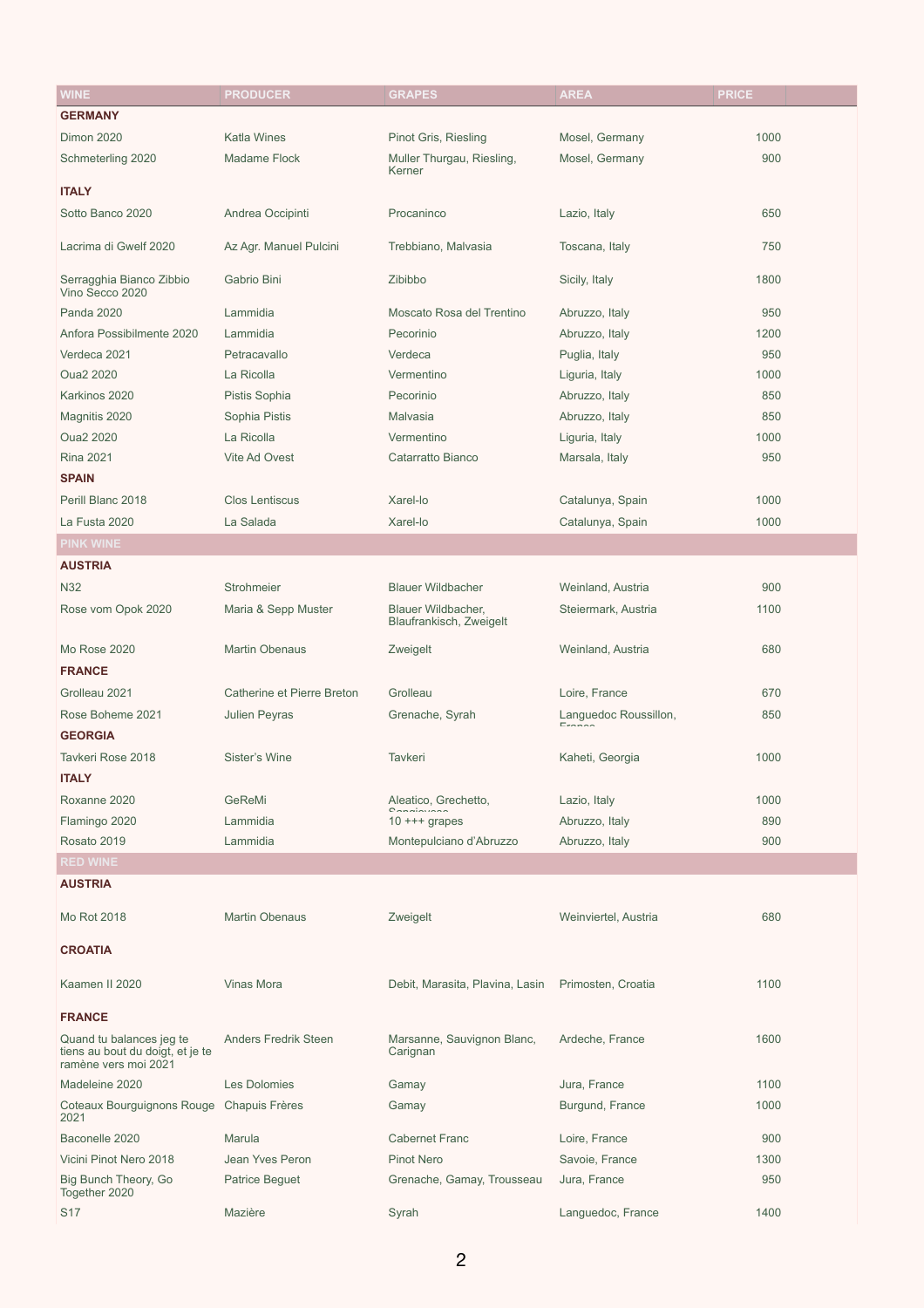| WINE | PRODUCER | GRAPES | AREA | PRICE |
|---|---|---|---|---|
| **GERMANY** | | | | |
| Dimon 2020 | Katla Wines | Pinot Gris, Riesling | Mosel, Germany | 1000 |
| Schmeterling 2020 | Madame Flock | Muller Thurgau, Riesling, Kerner | Mosel, Germany | 900 |
| **ITALY** | | | | |
| Sotto Banco 2020 | Andrea Occipinti | Procaninco | Lazio, Italy | 650 |
| Lacrima di Gwelf 2020 | Az Agr. Manuel Pulcini | Trebbiano, Malvasia | Toscana, Italy | 750 |
| Serragghia Bianco Zibbio Vino Secco 2020 | Gabrio Bini | Zibibbo | Sicily, Italy | 1800 |
| Panda 2020 | Lammidia | Moscato Rosa del Trentino | Abruzzo, Italy | 950 |
| Anfora Possibilmente 2020 | Lammidia | Pecorinio | Abruzzo, Italy | 1200 |
| Verdeca 2021 | Petracavallo | Verdeca | Puglia, Italy | 950 |
| Oua2 2020 | La Ricolla | Vermentino | Liguria, Italy | 1000 |
| Karkinos 2020 | Pistis Sophia | Pecorinio | Abruzzo, Italy | 850 |
| Magnitis 2020 | Sophia Pistis | Malvasia | Abruzzo, Italy | 850 |
| Oua2 2020 | La Ricolla | Vermentino | Liguria, Italy | 1000 |
| Rina 2021 | Vite Ad Ovest | Catarratto Bianco | Marsala, Italy | 950 |
| **SPAIN** | | | | |
| Perill Blanc 2018 | Clos Lentiscus | Xarel-lo | Catalunya, Spain | 1000 |
| La Fusta 2020 | La Salada | Xarel-lo | Catalunya, Spain | 1000 |
| **PINK WINE** | | | | |
| **AUSTRIA** | | | | |
| N32 | Strohmeier | Blauer Wildbacher | Weinland, Austria | 900 |
| Rose vom Opok 2020 | Maria & Sepp Muster | Blauer Wildbacher, Blaufrankisch, Zweigelt | Steiermark, Austria | 1100 |
| Mo Rose 2020 | Martin Obenaus | Zweigelt | Weinland, Austria | 680 |
| **FRANCE** | | | | |
| Grolleau 2021 | Catherine et Pierre Breton | Grolleau | Loire, France | 670 |
| Rose Boheme 2021 | Julien Peyras | Grenache, Syrah | Languedoc Roussillon, France | 850 |
| **GEORGIA** | | | | |
| Tavkeri Rose 2018 | Sister's Wine | Tavkeri | Kaheti, Georgia | 1000 |
| **ITALY** | | | | |
| Roxanne 2020 | GeReMi | Aleatico, Grechetto, Sangiovese | Lazio, Italy | 1000 |
| Flamingo 2020 | Lammidia | 10 +++ grapes | Abruzzo, Italy | 890 |
| Rosato 2019 | Lammidia | Montepulciano d'Abruzzo | Abruzzo, Italy | 900 |
| **RED WINE** | | | | |
| **AUSTRIA** | | | | |
| Mo Rot 2018 | Martin Obenaus | Zweigelt | Weinviertel, Austria | 680 |
| **CROATIA** | | | | |
| Kaamen II 2020 | Vinas Mora | Debit, Marasita, Plavina, Lasin | Primosten, Croatia | 1100 |
| **FRANCE** | | | | |
| Quand tu balances jeg te tiens au bout du doigt, et je te ramène vers moi 2021 | Anders Fredrik Steen | Marsanne, Sauvignon Blanc, Carignan | Ardeche, France | 1600 |
| Madeleine 2020 | Les Dolomies | Gamay | Jura, France | 1100 |
| Coteaux Bourguignons Rouge 2021 | Chapuis Frères | Gamay | Burgund, France | 1000 |
| Baconelle 2020 | Marula | Cabernet Franc | Loire, France | 900 |
| Vicini Pinot Nero 2018 | Jean Yves Peron | Pinot Nero | Savoie, France | 1300 |
| Big Bunch Theory, Go Together 2020 | Patrice Beguet | Grenache, Gamay, Trousseau | Jura, France | 950 |
| S17 | Mazière | Syrah | Languedoc, France | 1400 |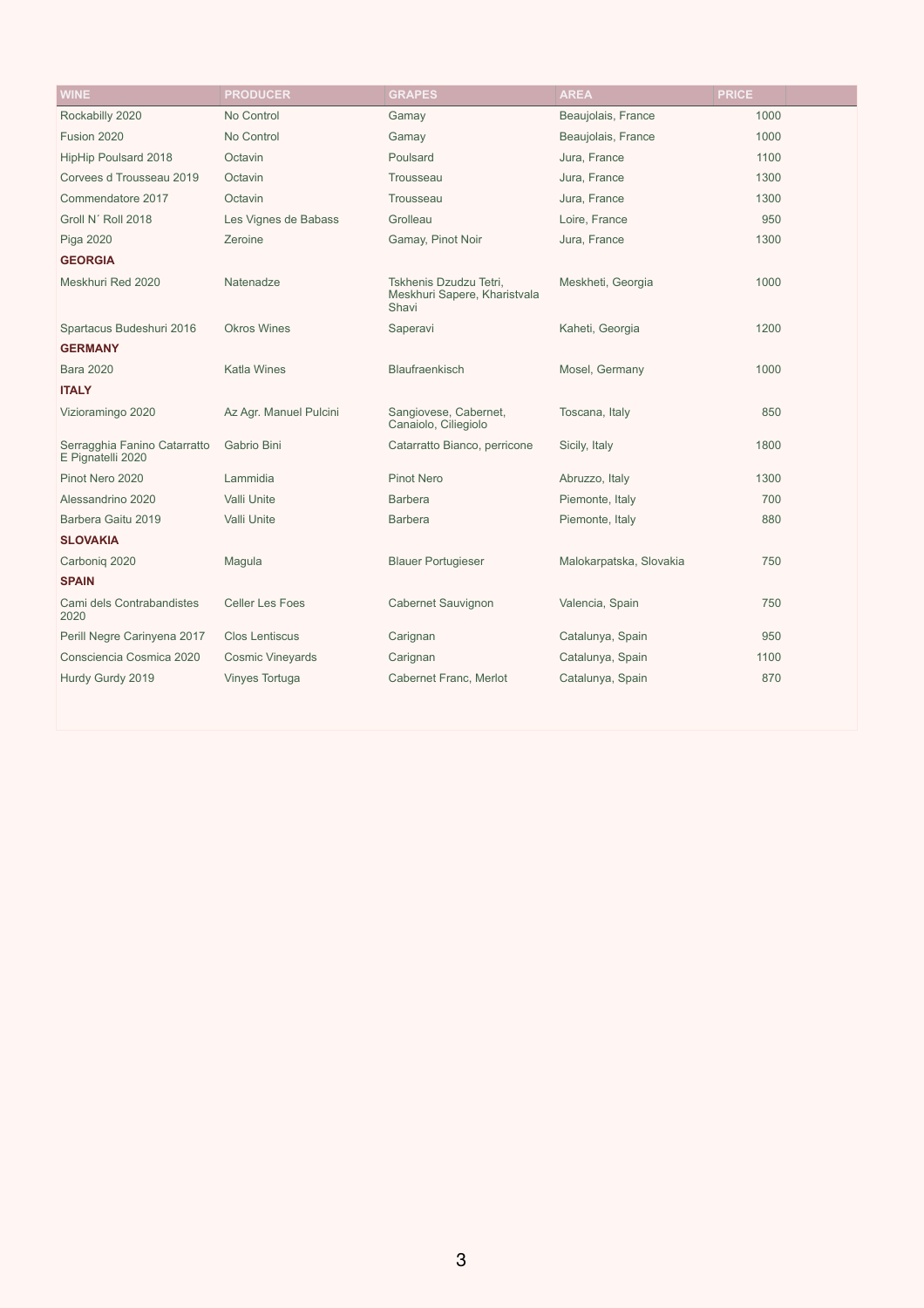| WINE | PRODUCER | GRAPES | AREA | PRICE |
|---|---|---|---|---|
| Rockabilly 2020 | No Control | Gamay | Beaujolais, France | 1000 |
| Fusion 2020 | No Control | Gamay | Beaujolais, France | 1000 |
| HipHip Poulsard 2018 | Octavin | Poulsard | Jura, France | 1100 |
| Corvees d Trousseau 2019 | Octavin | Trousseau | Jura, France | 1300 |
| Commendatore 2017 | Octavin | Trousseau | Jura, France | 1300 |
| Groll N´ Roll 2018 | Les Vignes de Babass | Grolleau | Loire, France | 950 |
| Piga 2020 | Zeroine | Gamay, Pinot Noir | Jura, France | 1300 |
| **GEORGIA** | | | | |
| Meskhuri Red 2020 | Natenadze | Tskhenis Dzudzu Tetri, Meskhuri Sapere, Kharistvala Shavi | Meskheti, Georgia | 1000 |
| Spartacus Budeshuri 2016 | Okros Wines | Saperavi | Kaheti, Georgia | 1200 |
| **GERMANY** | | | | |
| Bara 2020 | Katla Wines | Blaufraenkisch | Mosel, Germany | 1000 |
| **ITALY** | | | | |
| Vizioramingo 2020 | Az Agr. Manuel Pulcini | Sangiovese, Cabernet, Canaiolo, Ciliegiolo | Toscana, Italy | 850 |
| Serragghia Fanino Catarratto E Pignatelli 2020 | Gabrio Bini | Catarratto Bianco, perricone | Sicily, Italy | 1800 |
| Pinot Nero 2020 | Lammidia | Pinot Nero | Abruzzo, Italy | 1300 |
| Alessandrino 2020 | Valli Unite | Barbera | Piemonte, Italy | 700 |
| Barbera Gaitu 2019 | Valli Unite | Barbera | Piemonte, Italy | 880 |
| **SLOVAKIA** | | | | |
| Carboniq 2020 | Magula | Blauer Portugieser | Malokarpatska, Slovakia | 750 |
| **SPAIN** | | | | |
| Cami dels Contrabandistes 2020 | Celler Les Foes | Cabernet Sauvignon | Valencia, Spain | 750 |
| Perill Negre Carinyena 2017 | Clos Lentiscus | Carignan | Catalunya, Spain | 950 |
| Consciencia Cosmica 2020 | Cosmic Vineyards | Carignan | Catalunya, Spain | 1100 |
| Hurdy Gurdy 2019 | Vinyes Tortuga | Cabernet Franc, Merlot | Catalunya, Spain | 870 |